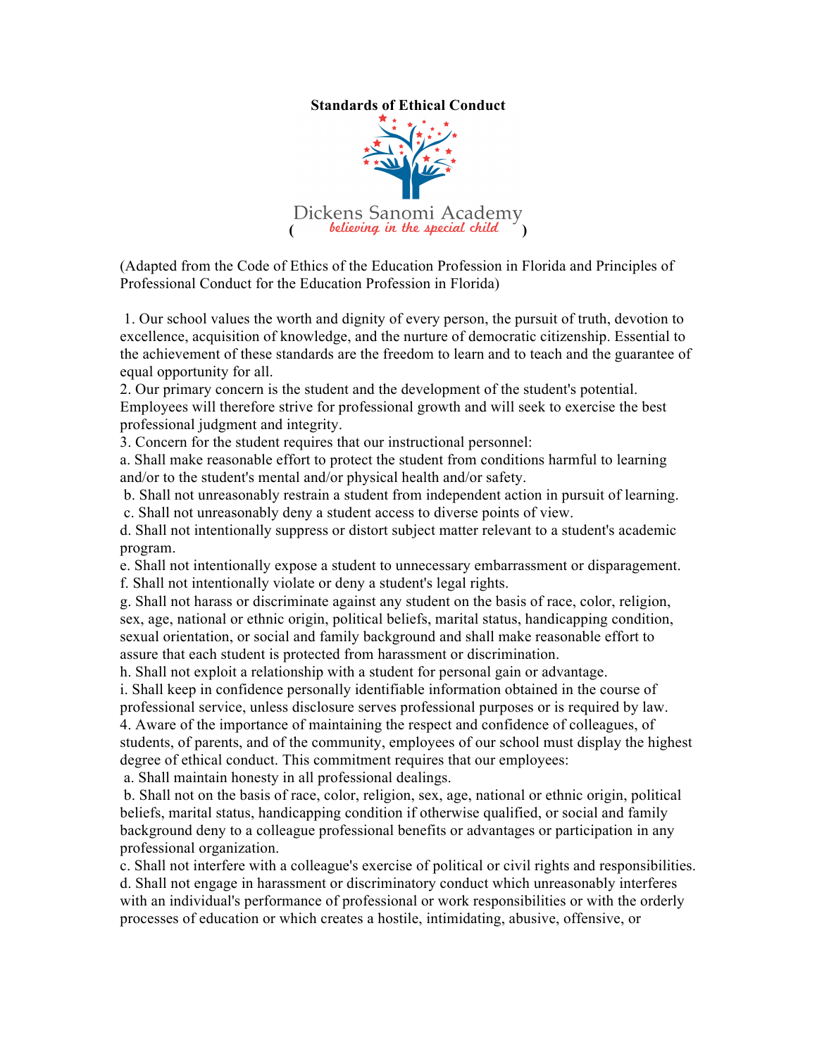**Standards of Ethical Conduct**

Dickens Sanomi Academy
( *believing in the special child* )

(Adapted from the Code of Ethics of the Education Profession in Florida and Principles of Professional Conduct for the Education Profession in Florida)

1. Our school values the worth and dignity of every person, the pursuit of truth, devotion to excellence, acquisition of knowledge, and the nurture of democratic citizenship. Essential to the achievement of these standards are the freedom to learn and to teach and the guarantee of equal opportunity for all.
2. Our primary concern is the student and the development of the student's potential. Employees will therefore strive for professional growth and will seek to exercise the best professional judgment and integrity.
3. Concern for the student requires that our instructional personnel:
a. Shall make reasonable effort to protect the student from conditions harmful to learning and/or to the student's mental and/or physical health and/or safety.
b. Shall not unreasonably restrain a student from independent action in pursuit of learning.
c. Shall not unreasonably deny a student access to diverse points of view.
d. Shall not intentionally suppress or distort subject matter relevant to a student's academic program.
e. Shall not intentionally expose a student to unnecessary embarrassment or disparagement.
f. Shall not intentionally violate or deny a student's legal rights.
g. Shall not harass or discriminate against any student on the basis of race, color, religion, sex, age, national or ethnic origin, political beliefs, marital status, handicapping condition, sexual orientation, or social and family background and shall make reasonable effort to assure that each student is protected from harassment or discrimination.
h. Shall not exploit a relationship with a student for personal gain or advantage.
i. Shall keep in confidence personally identifiable information obtained in the course of professional service, unless disclosure serves professional purposes or is required by law.
4. Aware of the importance of maintaining the respect and confidence of colleagues, of students, of parents, and of the community, employees of our school must display the highest degree of ethical conduct. This commitment requires that our employees:
a. Shall maintain honesty in all professional dealings.
b. Shall not on the basis of race, color, religion, sex, age, national or ethnic origin, political beliefs, marital status, handicapping condition if otherwise qualified, or social and family background deny to a colleague professional benefits or advantages or participation in any professional organization.
c. Shall not interfere with a colleague's exercise of political or civil rights and responsibilities.
d. Shall not engage in harassment or discriminatory conduct which unreasonably interferes with an individual's performance of professional or work responsibilities or with the orderly processes of education or which creates a hostile, intimidating, abusive, offensive, or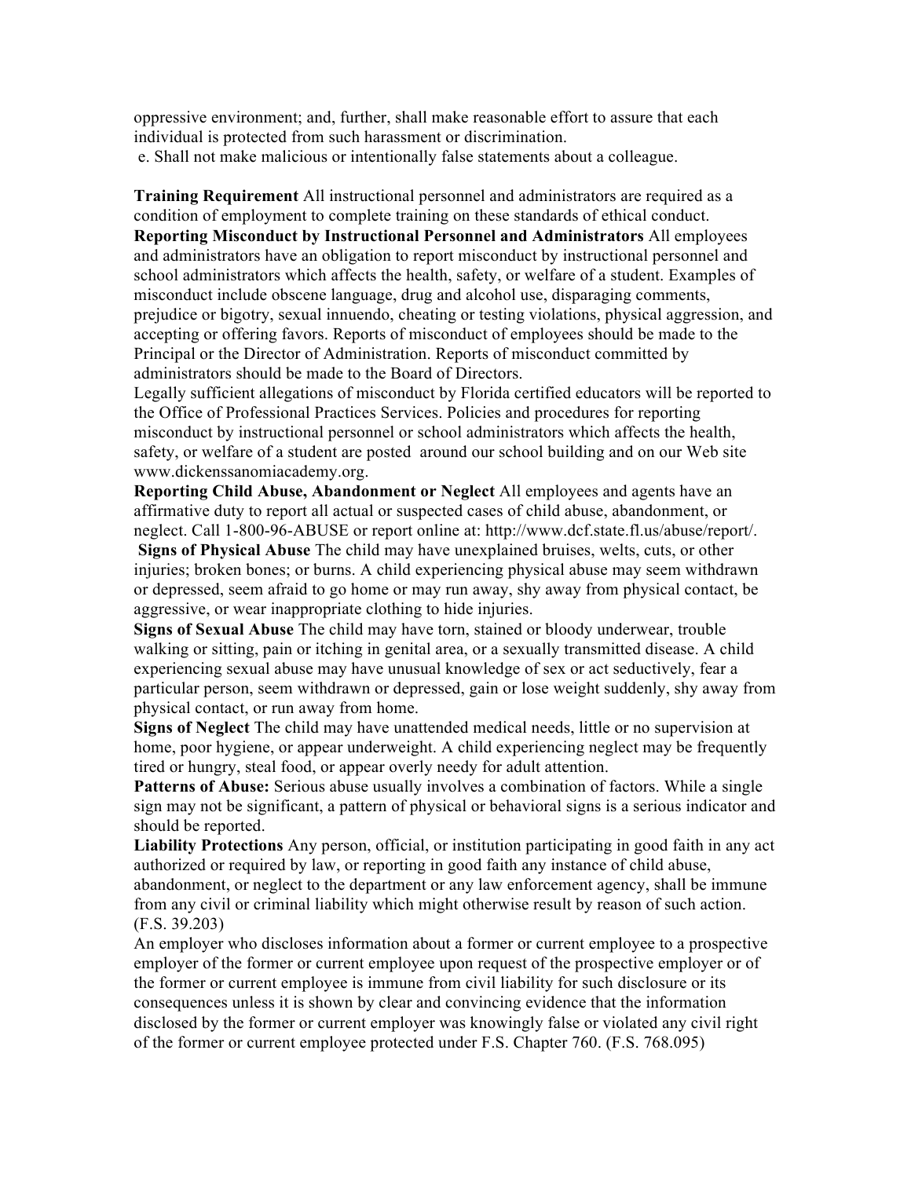oppressive environment; and, further, shall make reasonable effort to assure that each individual is protected from such harassment or discrimination.

e. Shall not make malicious or intentionally false statements about a colleague.

**Training Requirement** All instructional personnel and administrators are required as a condition of employment to complete training on these standards of ethical conduct.

**Reporting Misconduct by Instructional Personnel and Administrators** All employees and administrators have an obligation to report misconduct by instructional personnel and school administrators which affects the health, safety, or welfare of a student. Examples of misconduct include obscene language, drug and alcohol use, disparaging comments, prejudice or bigotry, sexual innuendo, cheating or testing violations, physical aggression, and accepting or offering favors. Reports of misconduct of employees should be made to the Principal or the Director of Administration. Reports of misconduct committed by administrators should be made to the Board of Directors.

Legally sufficient allegations of misconduct by Florida certified educators will be reported to the Office of Professional Practices Services. Policies and procedures for reporting misconduct by instructional personnel or school administrators which affects the health, safety, or welfare of a student are posted around our school building and on our Web site www.dickenssanomiacademy.org.

**Reporting Child Abuse, Abandonment or Neglect** All employees and agents have an affirmative duty to report all actual or suspected cases of child abuse, abandonment, or neglect. Call 1-800-96-ABUSE or report online at: http://www.dcf.state.fl.us/abuse/report/.

**Signs of Physical Abuse** The child may have unexplained bruises, welts, cuts, or other injuries; broken bones; or burns. A child experiencing physical abuse may seem withdrawn or depressed, seem afraid to go home or may run away, shy away from physical contact, be aggressive, or wear inappropriate clothing to hide injuries.

**Signs of Sexual Abuse** The child may have torn, stained or bloody underwear, trouble walking or sitting, pain or itching in genital area, or a sexually transmitted disease. A child experiencing sexual abuse may have unusual knowledge of sex or act seductively, fear a particular person, seem withdrawn or depressed, gain or lose weight suddenly, shy away from physical contact, or run away from home.

**Signs of Neglect** The child may have unattended medical needs, little or no supervision at home, poor hygiene, or appear underweight. A child experiencing neglect may be frequently tired or hungry, steal food, or appear overly needy for adult attention.

**Patterns of Abuse:** Serious abuse usually involves a combination of factors. While a single sign may not be significant, a pattern of physical or behavioral signs is a serious indicator and should be reported.

**Liability Protections** Any person, official, or institution participating in good faith in any act authorized or required by law, or reporting in good faith any instance of child abuse, abandonment, or neglect to the department or any law enforcement agency, shall be immune from any civil or criminal liability which might otherwise result by reason of such action. (F.S. 39.203)

An employer who discloses information about a former or current employee to a prospective employer of the former or current employee upon request of the prospective employer or of the former or current employee is immune from civil liability for such disclosure or its consequences unless it is shown by clear and convincing evidence that the information disclosed by the former or current employer was knowingly false or violated any civil right of the former or current employee protected under F.S. Chapter 760. (F.S. 768.095)